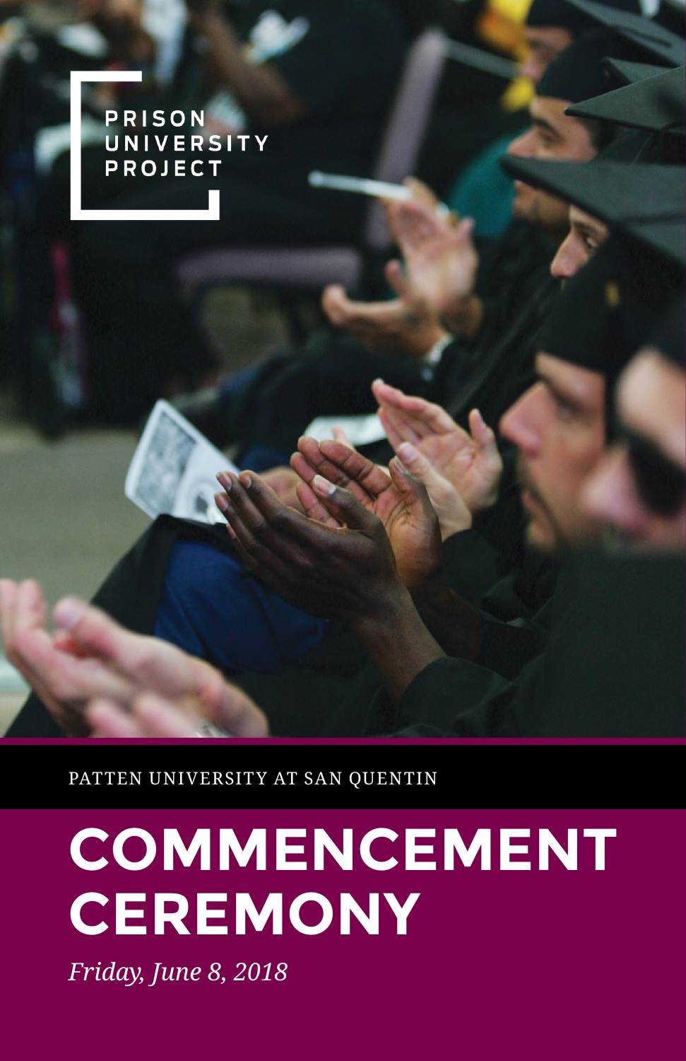PRISON UNIVERSITY PROJECT

PATTEN UNIVERSITY AT SAN QUENTIN

# COMMENCEMENT CEREMONY

*Friday, June 8, 2018*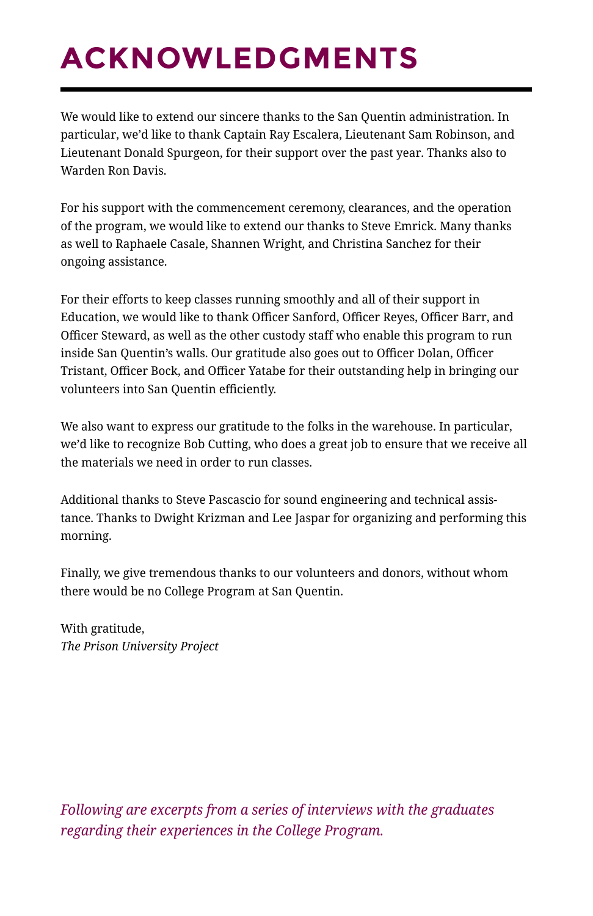# ACKNOWLEDGMENTS

We would like to extend our sincere thanks to the San Quentin administration. In particular, we'd like to thank Captain Ray Escalera, Lieutenant Sam Robinson, and Lieutenant Donald Spurgeon, for their support over the past year. Thanks also to Warden Ron Davis.

For his support with the commencement ceremony, clearances, and the operation of the program, we would like to extend our thanks to Steve Emrick. Many thanks as well to Raphaele Casale, Shannen Wright, and Christina Sanchez for their ongoing assistance.

For their efforts to keep classes running smoothly and all of their support in Education, we would like to thank Officer Sanford, Officer Reyes, Officer Barr, and Officer Steward, as well as the other custody staff who enable this program to run inside San Quentin's walls. Our gratitude also goes out to Officer Dolan, Officer Tristant, Officer Bock, and Officer Yatabe for their outstanding help in bringing our volunteers into San Quentin efficiently.

We also want to express our gratitude to the folks in the warehouse. In particular, we'd like to recognize Bob Cutting, who does a great job to ensure that we receive all the materials we need in order to run classes.

Additional thanks to Steve Pascascio for sound engineering and technical assistance. Thanks to Dwight Krizman and Lee Jaspar for organizing and performing this morning.

Finally, we give tremendous thanks to our volunteers and donors, without whom there would be no College Program at San Quentin.

With gratitude,
*The Prison University Project*

*Following are excerpts from a series of interviews with the graduates regarding their experiences in the College Program.*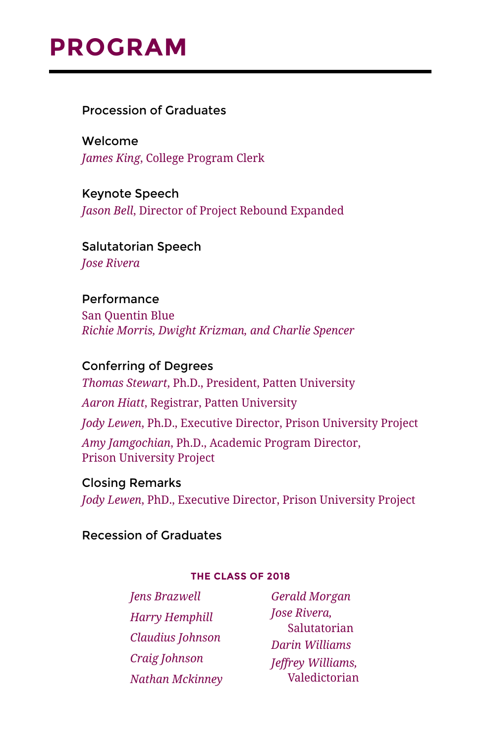# PROGRAM

Procession of Graduates

Welcome
*James King*, College Program Clerk

Keynote Speech
*Jason Bell*, Director of Project Rebound Expanded

Salutatorian Speech
*Jose Rivera*

Performance
San Quentin Blue
*Richie Morris, Dwight Krizman, and Charlie Spencer*

Conferring of Degrees
*Thomas Stewart*, Ph.D., President, Patten University
*Aaron Hiatt*, Registrar, Patten University
*Jody Lewen*, Ph.D., Executive Director, Prison University Project
*Amy Jamgochian*, Ph.D., Academic Program Director, Prison University Project

Closing Remarks
*Jody Lewen*, PhD., Executive Director, Prison University Project

Recession of Graduates

**THE CLASS OF 2018**

*Jens Brazwell*
*Harry Hemphill*
*Claudius Johnson*
*Craig Johnson*
*Nathan Mckinney*
*Gerald Morgan*
*Jose Rivera*, Salutatorian
*Darin Williams*
*Jeffrey Williams*, Valedictorian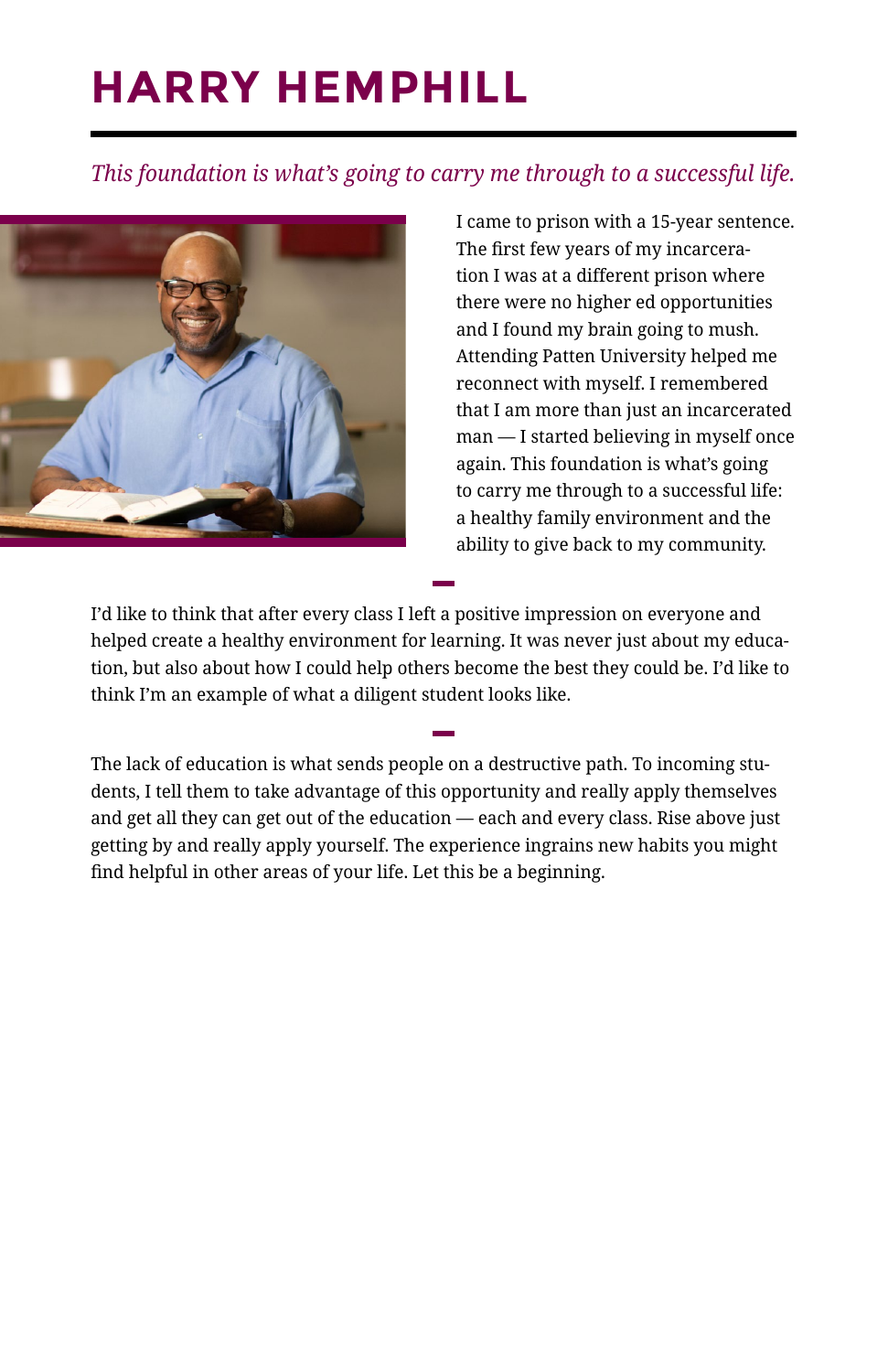# HARRY HEMPHILL

*This foundation is what's going to carry me through to a successful life.*

I came to prison with a 15-year sentence. The first few years of my incarceration I was at a different prison where there were no higher ed opportunities and I found my brain going to mush. Attending Patten University helped me reconnect with myself. I remembered that I am more than just an incarcerated man — I started believing in myself once again. This foundation is what's going to carry me through to a successful life: a healthy family environment and the ability to give back to my community.

I'd like to think that after every class I left a positive impression on everyone and helped create a healthy environment for learning. It was never just about my education, but also about how I could help others become the best they could be. I'd like to think I'm an example of what a diligent student looks like.

The lack of education is what sends people on a destructive path. To incoming students, I tell them to take advantage of this opportunity and really apply themselves and get all they can get out of the education — each and every class. Rise above just getting by and really apply yourself. The experience ingrains new habits you might find helpful in other areas of your life. Let this be a beginning.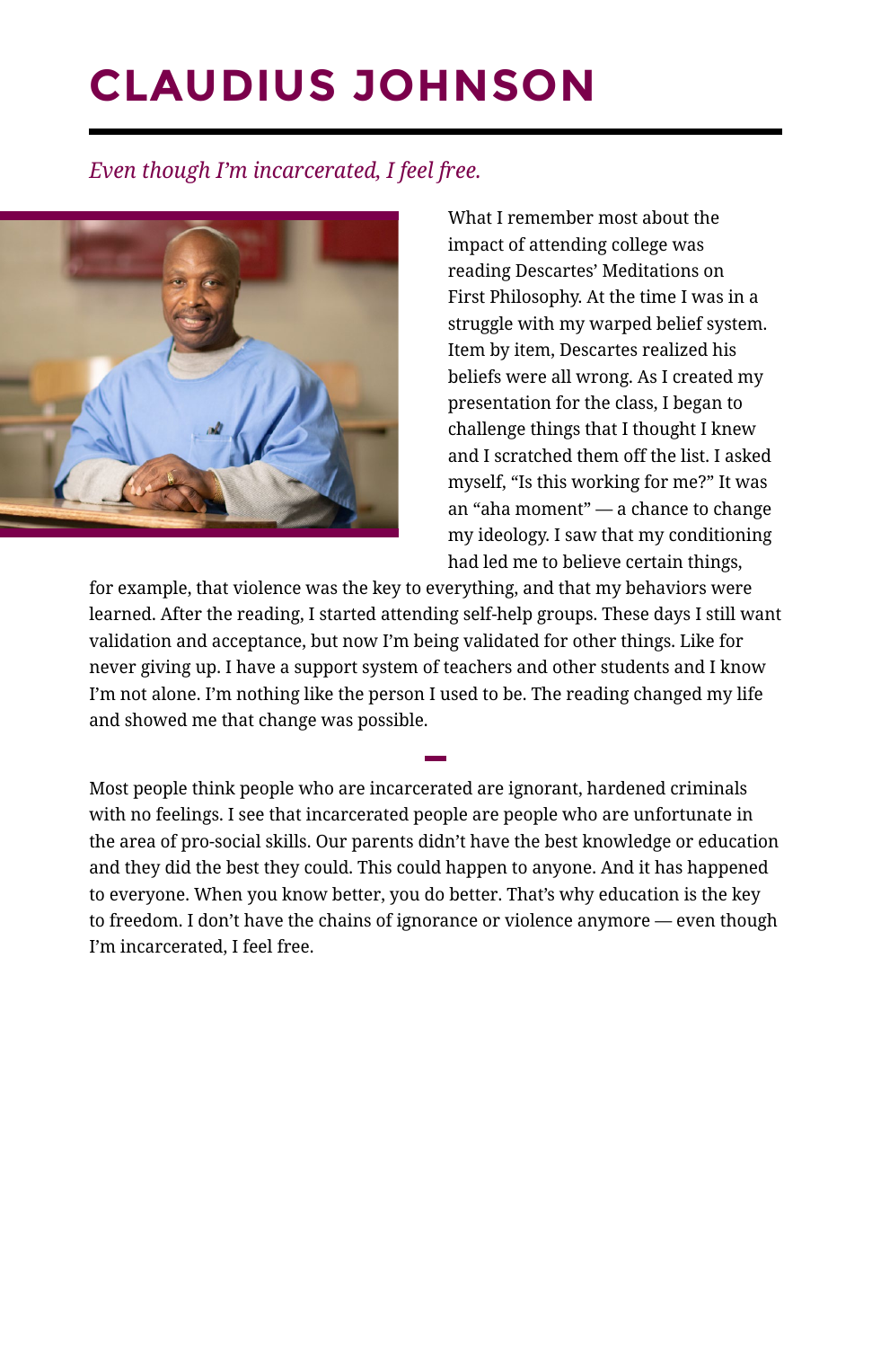# CLAUDIUS JOHNSON

*Even though I'm incarcerated, I feel free.*

What I remember most about the impact of attending college was reading Descartes' Meditations on First Philosophy. At the time I was in a struggle with my warped belief system. Item by item, Descartes realized his beliefs were all wrong. As I created my presentation for the class, I began to challenge things that I thought I knew and I scratched them off the list. I asked myself, "Is this working for me?" It was an "aha moment" — a chance to change my ideology. I saw that my conditioning had led me to believe certain things, for example, that violence was the key to everything, and that my behaviors were learned. After the reading, I started attending self-help groups. These days I still want validation and acceptance, but now I'm being validated for other things. Like for never giving up. I have a support system of teachers and other students and I know I'm not alone. I'm nothing like the person I used to be. The reading changed my life and showed me that change was possible.

Most people think people who are incarcerated are ignorant, hardened criminals with no feelings. I see that incarcerated people are people who are unfortunate in the area of pro-social skills. Our parents didn't have the best knowledge or education and they did the best they could. This could happen to anyone. And it has happened to everyone. When you know better, you do better. That's why education is the key to freedom. I don't have the chains of ignorance or violence anymore — even though I'm incarcerated, I feel free.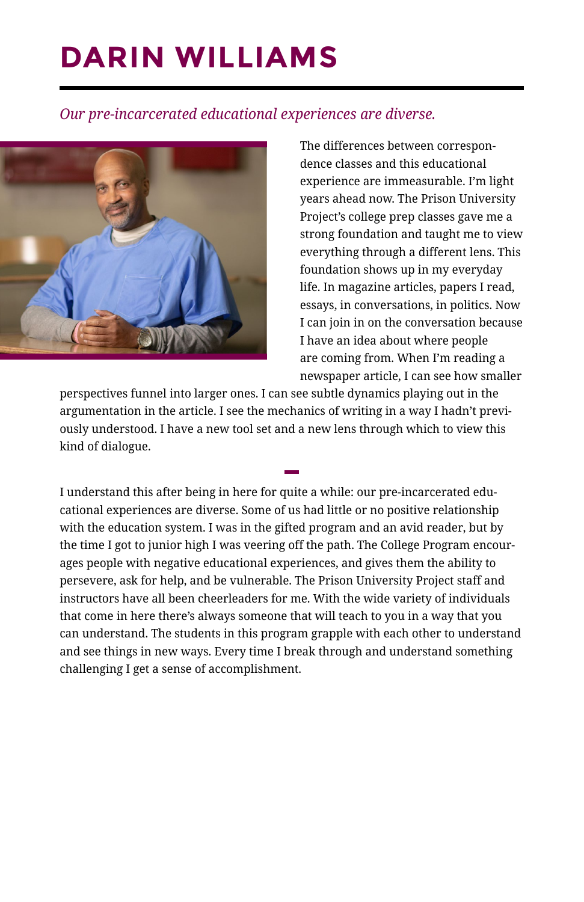# DARIN WILLIAMS

*Our pre-incarcerated educational experiences are diverse.*

The differences between correspondence classes and this educational experience are immeasurable. I'm light years ahead now. The Prison University Project's college prep classes gave me a strong foundation and taught me to view everything through a different lens. This foundation shows up in my everyday life. In magazine articles, papers I read, essays, in conversations, in politics. Now I can join in on the conversation because I have an idea about where people are coming from. When I'm reading a newspaper article, I can see how smaller perspectives funnel into larger ones. I can see subtle dynamics playing out in the argumentation in the article. I see the mechanics of writing in a way I hadn't previously understood. I have a new tool set and a new lens through which to view this kind of dialogue.

I understand this after being in here for quite a while: our pre-incarcerated educational experiences are diverse. Some of us had little or no positive relationship with the education system. I was in the gifted program and an avid reader, but by the time I got to junior high I was veering off the path. The College Program encourages people with negative educational experiences, and gives them the ability to persevere, ask for help, and be vulnerable. The Prison University Project staff and instructors have all been cheerleaders for me. With the wide variety of individuals that come in here there's always someone that will teach to you in a way that you can understand. The students in this program grapple with each other to understand and see things in new ways. Every time I break through and understand something challenging I get a sense of accomplishment.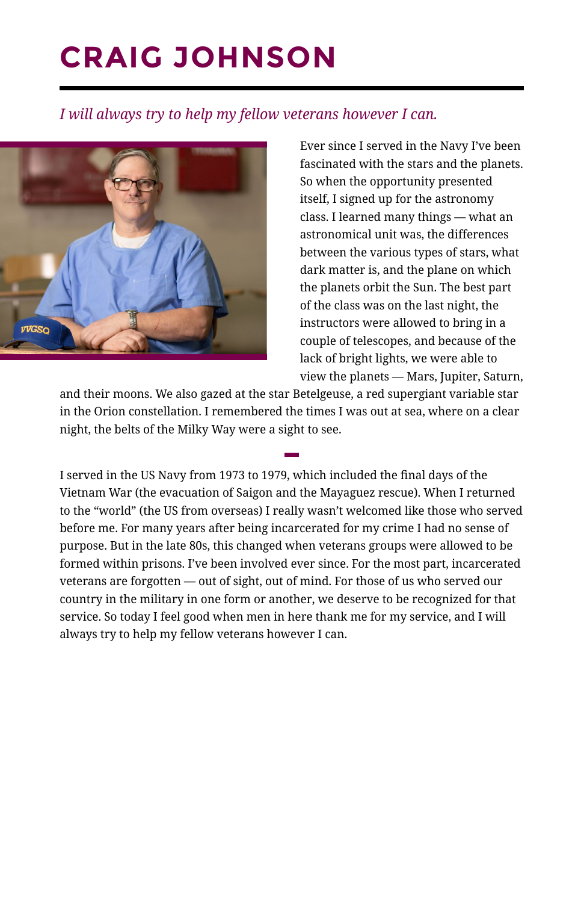# CRAIG JOHNSON

*I will always try to help my fellow veterans however I can.*

Ever since I served in the Navy I've been fascinated with the stars and the planets. So when the opportunity presented itself, I signed up for the astronomy class. I learned many things — what an astronomical unit was, the differences between the various types of stars, what dark matter is, and the plane on which the planets orbit the Sun. The best part of the class was on the last night, the instructors were allowed to bring in a couple of telescopes, and because of the lack of bright lights, we were able to view the planets — Mars, Jupiter, Saturn, and their moons. We also gazed at the star Betelgeuse, a red supergiant variable star in the Orion constellation. I remembered the times I was out at sea, where on a clear night, the belts of the Milky Way were a sight to see.

I served in the US Navy from 1973 to 1979, which included the final days of the Vietnam War (the evacuation of Saigon and the Mayaguez rescue). When I returned to the "world" (the US from overseas) I really wasn't welcomed like those who served before me. For many years after being incarcerated for my crime I had no sense of purpose. But in the late 80s, this changed when veterans groups were allowed to be formed within prisons. I've been involved ever since. For the most part, incarcerated veterans are forgotten — out of sight, out of mind. For those of us who served our country in the military in one form or another, we deserve to be recognized for that service. So today I feel good when men in here thank me for my service, and I will always try to help my fellow veterans however I can.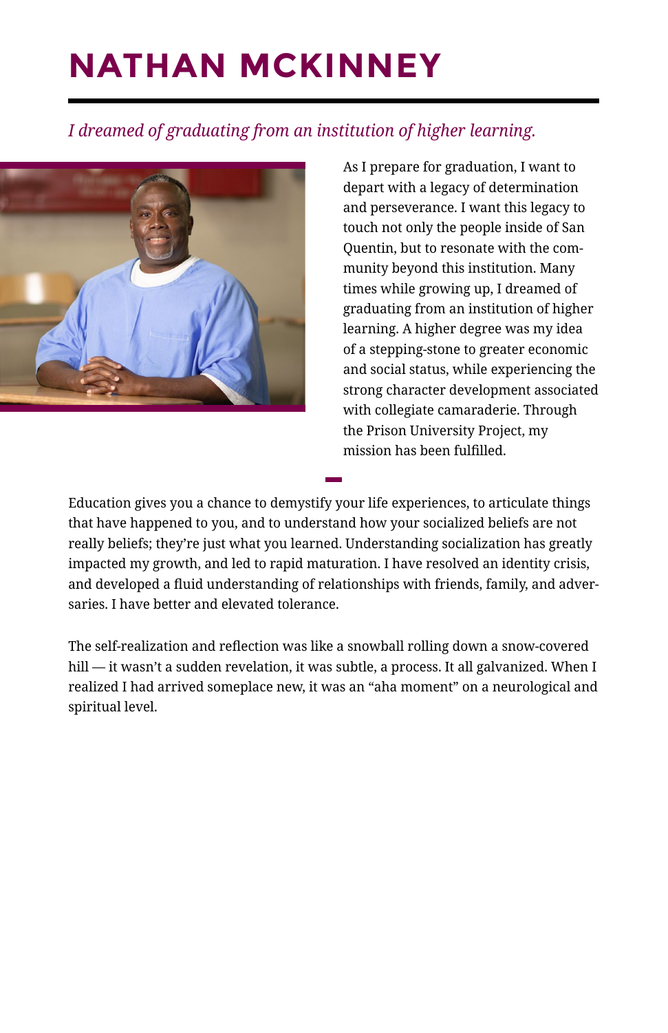# NATHAN MCKINNEY

*I dreamed of graduating from an institution of higher learning.*

As I prepare for graduation, I want to depart with a legacy of determination and perseverance. I want this legacy to touch not only the people inside of San Quentin, but to resonate with the community beyond this institution. Many times while growing up, I dreamed of graduating from an institution of higher learning. A higher degree was my idea of a stepping-stone to greater economic and social status, while experiencing the strong character development associated with collegiate camaraderie. Through the Prison University Project, my mission has been fulfilled.

Education gives you a chance to demystify your life experiences, to articulate things that have happened to you, and to understand how your socialized beliefs are not really beliefs; they're just what you learned. Understanding socialization has greatly impacted my growth, and led to rapid maturation. I have resolved an identity crisis, and developed a fluid understanding of relationships with friends, family, and adversaries. I have better and elevated tolerance.

The self-realization and reflection was like a snowball rolling down a snow-covered hill — it wasn't a sudden revelation, it was subtle, a process. It all galvanized. When I realized I had arrived someplace new, it was an "aha moment" on a neurological and spiritual level.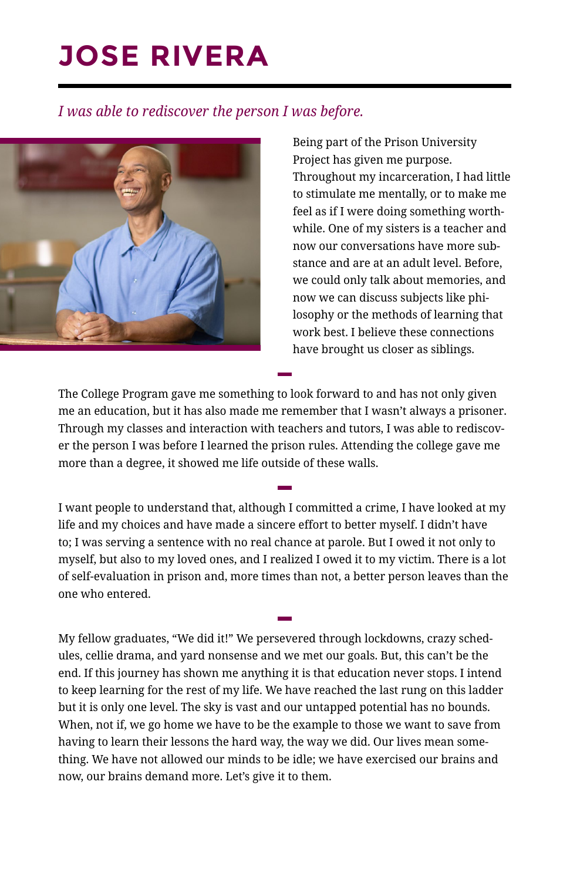# JOSE RIVERA

*I was able to rediscover the person I was before.*

Being part of the Prison University Project has given me purpose. Throughout my incarceration, I had little to stimulate me mentally, or to make me feel as if I were doing something worthwhile. One of my sisters is a teacher and now our conversations have more substance and are at an adult level. Before, we could only talk about memories, and now we can discuss subjects like philosophy or the methods of learning that work best. I believe these connections have brought us closer as siblings.

The College Program gave me something to look forward to and has not only given me an education, but it has also made me remember that I wasn't always a prisoner. Through my classes and interaction with teachers and tutors, I was able to rediscover the person I was before I learned the prison rules. Attending the college gave me more than a degree, it showed me life outside of these walls.

I want people to understand that, although I committed a crime, I have looked at my life and my choices and have made a sincere effort to better myself. I didn't have to; I was serving a sentence with no real chance at parole. But I owed it not only to myself, but also to my loved ones, and I realized I owed it to my victim. There is a lot of self-evaluation in prison and, more times than not, a better person leaves than the one who entered.

My fellow graduates, "We did it!" We persevered through lockdowns, crazy schedules, cellie drama, and yard nonsense and we met our goals. But, this can't be the end. If this journey has shown me anything it is that education never stops. I intend to keep learning for the rest of my life. We have reached the last rung on this ladder but it is only one level. The sky is vast and our untapped potential has no bounds. When, not if, we go home we have to be the example to those we want to save from having to learn their lessons the hard way, the way we did. Our lives mean something. We have not allowed our minds to be idle; we have exercised our brains and now, our brains demand more. Let's give it to them.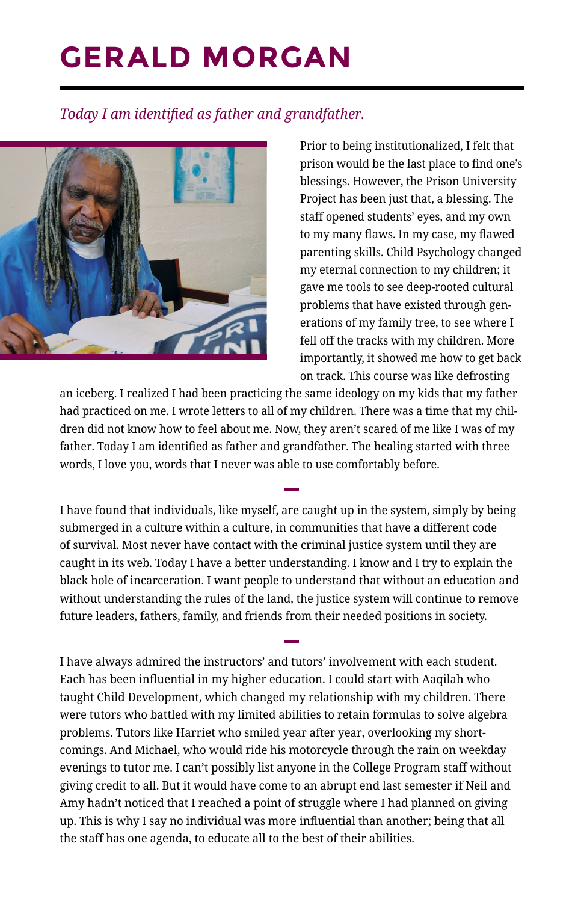# GERALD MORGAN

*Today I am identified as father and grandfather.*

Prior to being institutionalized, I felt that prison would be the last place to find one's blessings. However, the Prison University Project has been just that, a blessing. The staff opened students' eyes, and my own to my many flaws. In my case, my flawed parenting skills. Child Psychology changed my eternal connection to my children; it gave me tools to see deep-rooted cultural problems that have existed through generations of my family tree, to see where I fell off the tracks with my children. More importantly, it showed me how to get back on track. This course was like defrosting an iceberg. I realized I had been practicing the same ideology on my kids that my father had practiced on me. I wrote letters to all of my children. There was a time that my children did not know how to feel about me. Now, they aren't scared of me like I was of my father. Today I am identified as father and grandfather. The healing started with three words, I love you, words that I never was able to use comfortably before.

I have found that individuals, like myself, are caught up in the system, simply by being submerged in a culture within a culture, in communities that have a different code of survival. Most never have contact with the criminal justice system until they are caught in its web. Today I have a better understanding. I know and I try to explain the black hole of incarceration. I want people to understand that without an education and without understanding the rules of the land, the justice system will continue to remove future leaders, fathers, family, and friends from their needed positions in society.

I have always admired the instructors' and tutors' involvement with each student. Each has been influential in my higher education. I could start with Aaqilah who taught Child Development, which changed my relationship with my children. There were tutors who battled with my limited abilities to retain formulas to solve algebra problems. Tutors like Harriet who smiled year after year, overlooking my shortcomings. And Michael, who would ride his motorcycle through the rain on weekday evenings to tutor me. I can't possibly list anyone in the College Program staff without giving credit to all. But it would have come to an abrupt end last semester if Neil and Amy hadn't noticed that I reached a point of struggle where I had planned on giving up. This is why I say no individual was more influential than another; being that all the staff has one agenda, to educate all to the best of their abilities.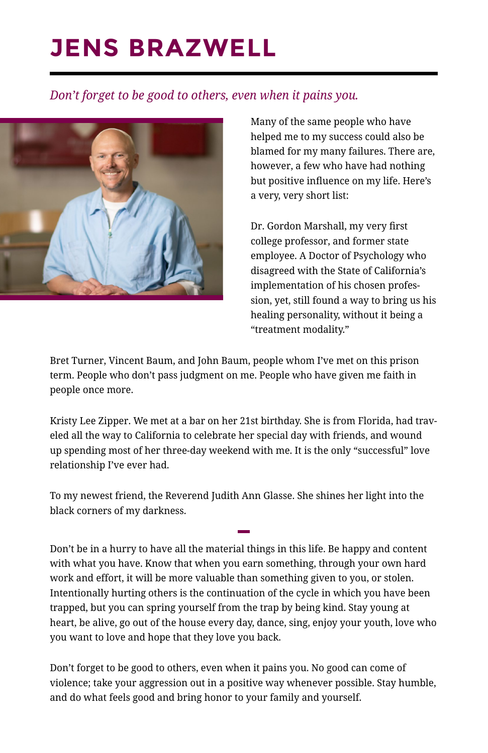# JENS BRAZWELL

*Don't forget to be good to others, even when it pains you.*

Many of the same people who have helped me to my success could also be blamed for my many failures. There are, however, a few who have had nothing but positive influence on my life. Here's a very, very short list:

Dr. Gordon Marshall, my very first college professor, and former state employee. A Doctor of Psychology who disagreed with the State of California's implementation of his chosen profession, yet, still found a way to bring us his healing personality, without it being a "treatment modality."

Bret Turner, Vincent Baum, and John Baum, people whom I've met on this prison term. People who don't pass judgment on me. People who have given me faith in people once more.

Kristy Lee Zipper. We met at a bar on her 21st birthday. She is from Florida, had traveled all the way to California to celebrate her special day with friends, and wound up spending most of her three-day weekend with me. It is the only "successful" love relationship I've ever had.

To my newest friend, the Reverend Judith Ann Glasse. She shines her light into the black corners of my darkness.

Don't be in a hurry to have all the material things in this life. Be happy and content with what you have. Know that when you earn something, through your own hard work and effort, it will be more valuable than something given to you, or stolen. Intentionally hurting others is the continuation of the cycle in which you have been trapped, but you can spring yourself from the trap by being kind. Stay young at heart, be alive, go out of the house every day, dance, sing, enjoy your youth, love who you want to love and hope that they love you back.

Don't forget to be good to others, even when it pains you. No good can come of violence; take your aggression out in a positive way whenever possible. Stay humble, and do what feels good and bring honor to your family and yourself.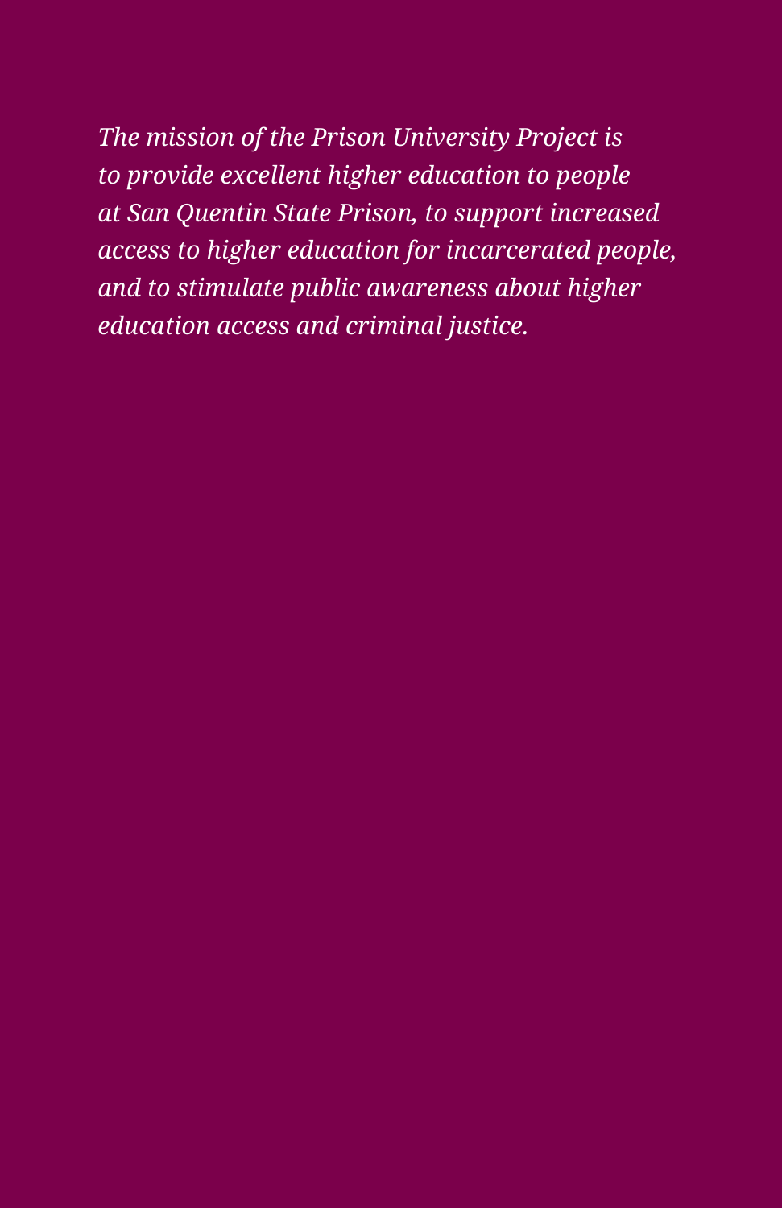*The mission of the Prison University Project is to provide excellent higher education to people at San Quentin State Prison, to support increased access to higher education for incarcerated people, and to stimulate public awareness about higher education access and criminal justice.*